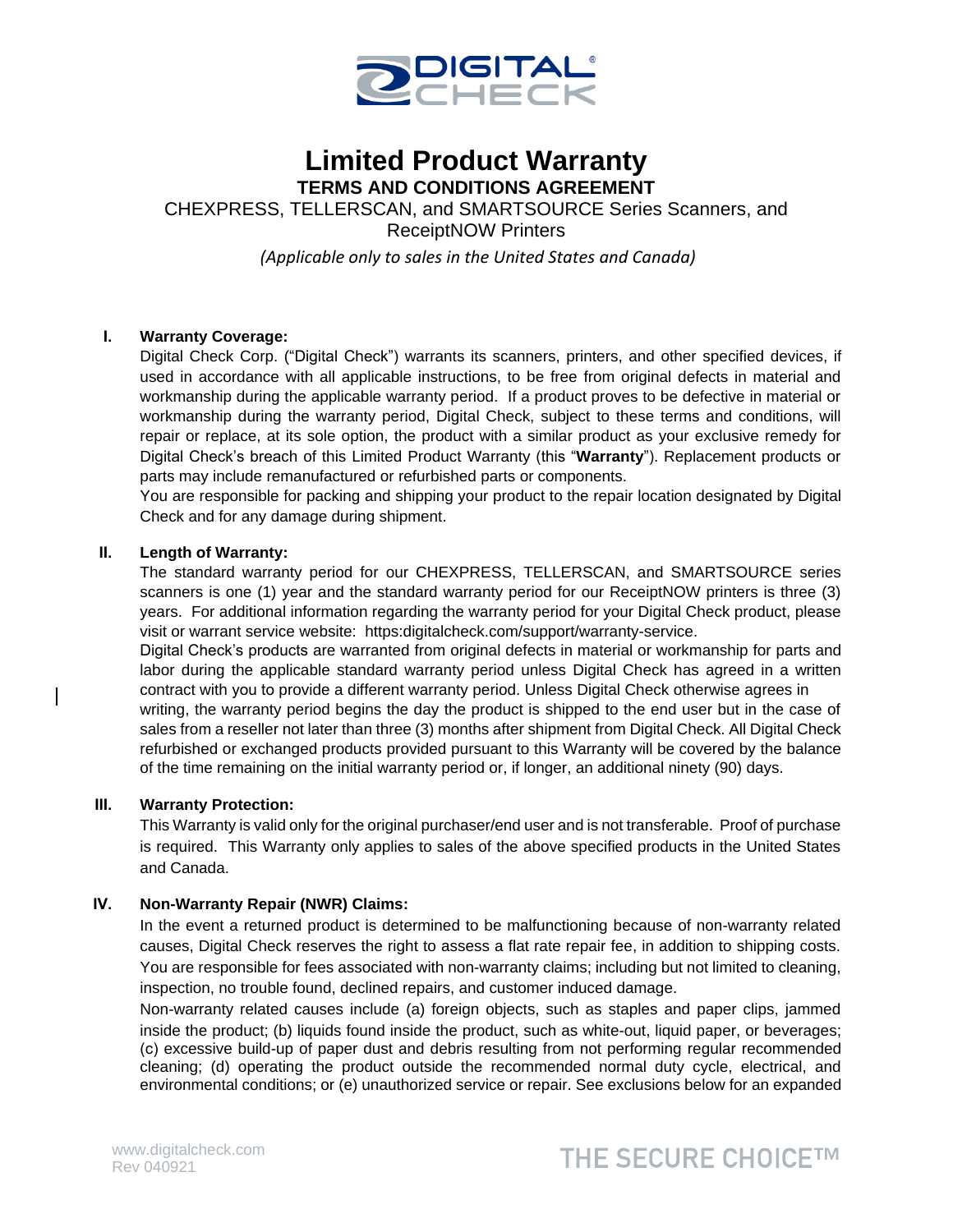# Limited Product Warranty

## TERMS AND CONDITIONS AGREEMENT

CHEXPRESS, TELLERSCAN, and SMARTSOURCE Series Scanners, and ReceiptNOW Printers

*(Applicable only to sales in the United States and Canada)*

### I. Warranty Coverage:

Digital Check Corp. ("Digital Check") warrants its scanners, printers, and other specified devices, if used in accordance with all applicable instructions, to be free from original defects in material and workmanship during the applicable warranty period. If a product proves to be defective in material or workmanship during the warranty period, Digital Check, subject to these terms and conditions, will repair or replace, at its sole option, the product with a similar product as your exclusive remedy for Digital Check's breach of this Limited Product Warranty (this "**Warranty**"). Replacement products or parts may include remanufactured or refurbished parts or components.

You are responsible for packing and shipping your product to the repair location designated by Digital Check and for any damage during shipment.

### II. Length of Warranty:

The standard warranty period for our CHEXPRESS, TELLERSCAN, and SMARTSOURCE series scanners is one (1) year and the standard warranty period for our ReceiptNOW printers is three (3) years. For additional information regarding the warranty period for your Digital Check product, please visit or warrant service website: https:digitalcheck.com/support/warranty-service.

Digital Check's products are warranted from original defects in material or workmanship for parts and labor during the applicable standard warranty period unless Digital Check has agreed in a written contract with you to provide a different warranty period. Unless Digital Check otherwise agrees in writing, the warranty period begins the day the product is shipped to the end user but in the case of sales from a reseller not later than three (3) months after shipment from Digital Check. All Digital Check refurbished or exchanged products provided pursuant to this Warranty will be covered by the balance of the time remaining on the initial warranty period or, if longer, an additional ninety (90) days.

### III. Warranty Protection:

This Warranty is valid only for the original purchaser/end user and is not transferable. Proof of purchase is required. This Warranty only applies to sales of the above specified products in the United States and Canada.

### IV. Non-Warranty Repair (NWR) Claims:

In the event a returned product is determined to be malfunctioning because of non-warranty related causes, Digital Check reserves the right to assess a flat rate repair fee, in addition to shipping costs. You are responsible for fees associated with non-warranty claims; including but not limited to cleaning, inspection, no trouble found, declined repairs, and customer induced damage.

Non-warranty related causes include (a) foreign objects, such as staples and paper clips, jammed inside the product; (b) liquids found inside the product, such as white-out, liquid paper, or beverages; (c) excessive build-up of paper dust and debris resulting from not performing regular recommended cleaning; (d) operating the product outside the recommended normal duty cycle, electrical, and environmental conditions; or (e) unauthorized service or repair. See exclusions below for an expanded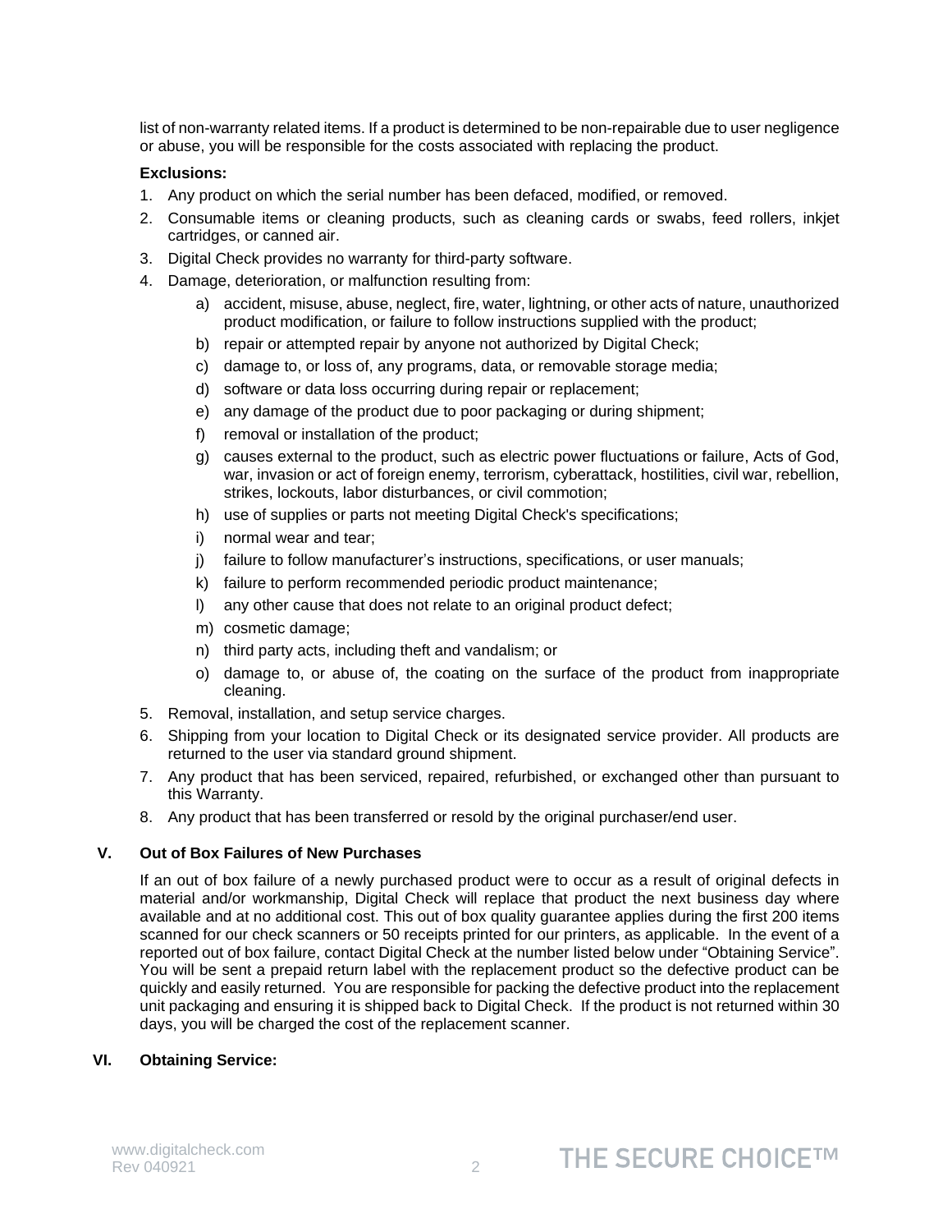list of non-warranty related items. If a product is determined to be non-repairable due to user negligence or abuse, you will be responsible for the costs associated with replacing the product.

**Exclusions:**

1. Any product on which the serial number has been defaced, modified, or removed.
2. Consumable items or cleaning products, such as cleaning cards or swabs, feed rollers, inkjet cartridges, or canned air.
3. Digital Check provides no warranty for third-party software.
4. Damage, deterioration, or malfunction resulting from:
   a) accident, misuse, abuse, neglect, fire, water, lightning, or other acts of nature, unauthorized product modification, or failure to follow instructions supplied with the product;
   b) repair or attempted repair by anyone not authorized by Digital Check;
   c) damage to, or loss of, any programs, data, or removable storage media;
   d) software or data loss occurring during repair or replacement;
   e) any damage of the product due to poor packaging or during shipment;
   f) removal or installation of the product;
   g) causes external to the product, such as electric power fluctuations or failure, Acts of God, war, invasion or act of foreign enemy, terrorism, cyberattack, hostilities, civil war, rebellion, strikes, lockouts, labor disturbances, or civil commotion;
   h) use of supplies or parts not meeting Digital Check's specifications;
   i) normal wear and tear;
   j) failure to follow manufacturer's instructions, specifications, or user manuals;
   k) failure to perform recommended periodic product maintenance;
   l) any other cause that does not relate to an original product defect;
   m) cosmetic damage;
   n) third party acts, including theft and vandalism; or
   o) damage to, or abuse of, the coating on the surface of the product from inappropriate cleaning.
5. Removal, installation, and setup service charges.
6. Shipping from your location to Digital Check or its designated service provider. All products are returned to the user via standard ground shipment.
7. Any product that has been serviced, repaired, refurbished, or exchanged other than pursuant to this Warranty.
8. Any product that has been transferred or resold by the original purchaser/end user.

## V. Out of Box Failures of New Purchases

If an out of box failure of a newly purchased product were to occur as a result of original defects in material and/or workmanship, Digital Check will replace that product the next business day where available and at no additional cost. This out of box quality guarantee applies during the first 200 items scanned for our check scanners or 50 receipts printed for our printers, as applicable. In the event of a reported out of box failure, contact Digital Check at the number listed below under "Obtaining Service". You will be sent a prepaid return label with the replacement product so the defective product can be quickly and easily returned. You are responsible for packing the defective product into the replacement unit packaging and ensuring it is shipped back to Digital Check. If the product is not returned within 30 days, you will be charged the cost of the replacement scanner.

## VI. Obtaining Service: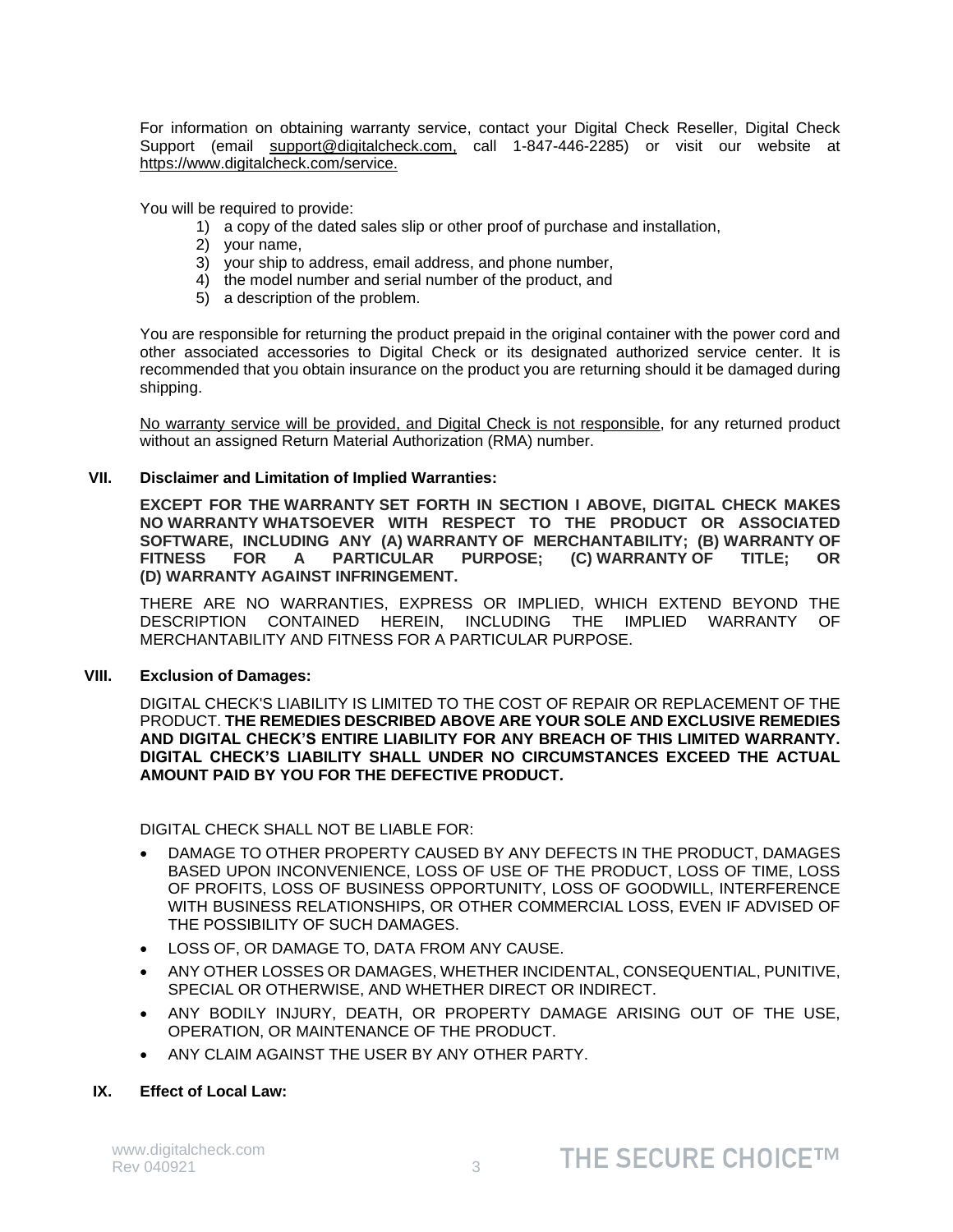For information on obtaining warranty service, contact your Digital Check Reseller, Digital Check Support (email support@digitalcheck.com, call 1-847-446-2285) or visit our website at https://www.digitalcheck.com/service.

You will be required to provide:

1) a copy of the dated sales slip or other proof of purchase and installation,
2) your name,
3) your ship to address, email address, and phone number,
4) the model number and serial number of the product, and
5) a description of the problem.

You are responsible for returning the product prepaid in the original container with the power cord and other associated accessories to Digital Check or its designated authorized service center. It is recommended that you obtain insurance on the product you are returning should it be damaged during shipping.

No warranty service will be provided, and Digital Check is not responsible, for any returned product without an assigned Return Material Authorization (RMA) number.

## VII. Disclaimer and Limitation of Implied Warranties:

**EXCEPT FOR THE WARRANTY SET FORTH IN SECTION I ABOVE, DIGITAL CHECK MAKES NO WARRANTY WHATSOEVER WITH RESPECT TO THE PRODUCT OR ASSOCIATED SOFTWARE, INCLUDING ANY (A) WARRANTY OF MERCHANTABILITY; (B) WARRANTY OF FITNESS FOR A PARTICULAR PURPOSE; (C) WARRANTY OF TITLE; OR (D) WARRANTY AGAINST INFRINGEMENT.**

THERE ARE NO WARRANTIES, EXPRESS OR IMPLIED, WHICH EXTEND BEYOND THE DESCRIPTION CONTAINED HEREIN, INCLUDING THE IMPLIED WARRANTY OF MERCHANTABILITY AND FITNESS FOR A PARTICULAR PURPOSE.

## VIII. Exclusion of Damages:

DIGITAL CHECK'S LIABILITY IS LIMITED TO THE COST OF REPAIR OR REPLACEMENT OF THE PRODUCT. **THE REMEDIES DESCRIBED ABOVE ARE YOUR SOLE AND EXCLUSIVE REMEDIES AND DIGITAL CHECK'S ENTIRE LIABILITY FOR ANY BREACH OF THIS LIMITED WARRANTY. DIGITAL CHECK'S LIABILITY SHALL UNDER NO CIRCUMSTANCES EXCEED THE ACTUAL AMOUNT PAID BY YOU FOR THE DEFECTIVE PRODUCT.**

DIGITAL CHECK SHALL NOT BE LIABLE FOR:

- DAMAGE TO OTHER PROPERTY CAUSED BY ANY DEFECTS IN THE PRODUCT, DAMAGES BASED UPON INCONVENIENCE, LOSS OF USE OF THE PRODUCT, LOSS OF TIME, LOSS OF PROFITS, LOSS OF BUSINESS OPPORTUNITY, LOSS OF GOODWILL, INTERFERENCE WITH BUSINESS RELATIONSHIPS, OR OTHER COMMERCIAL LOSS, EVEN IF ADVISED OF THE POSSIBILITY OF SUCH DAMAGES.
- LOSS OF, OR DAMAGE TO, DATA FROM ANY CAUSE.
- ANY OTHER LOSSES OR DAMAGES, WHETHER INCIDENTAL, CONSEQUENTIAL, PUNITIVE, SPECIAL OR OTHERWISE, AND WHETHER DIRECT OR INDIRECT.
- ANY BODILY INJURY, DEATH, OR PROPERTY DAMAGE ARISING OUT OF THE USE, OPERATION, OR MAINTENANCE OF THE PRODUCT.
- ANY CLAIM AGAINST THE USER BY ANY OTHER PARTY.

## IX. Effect of Local Law: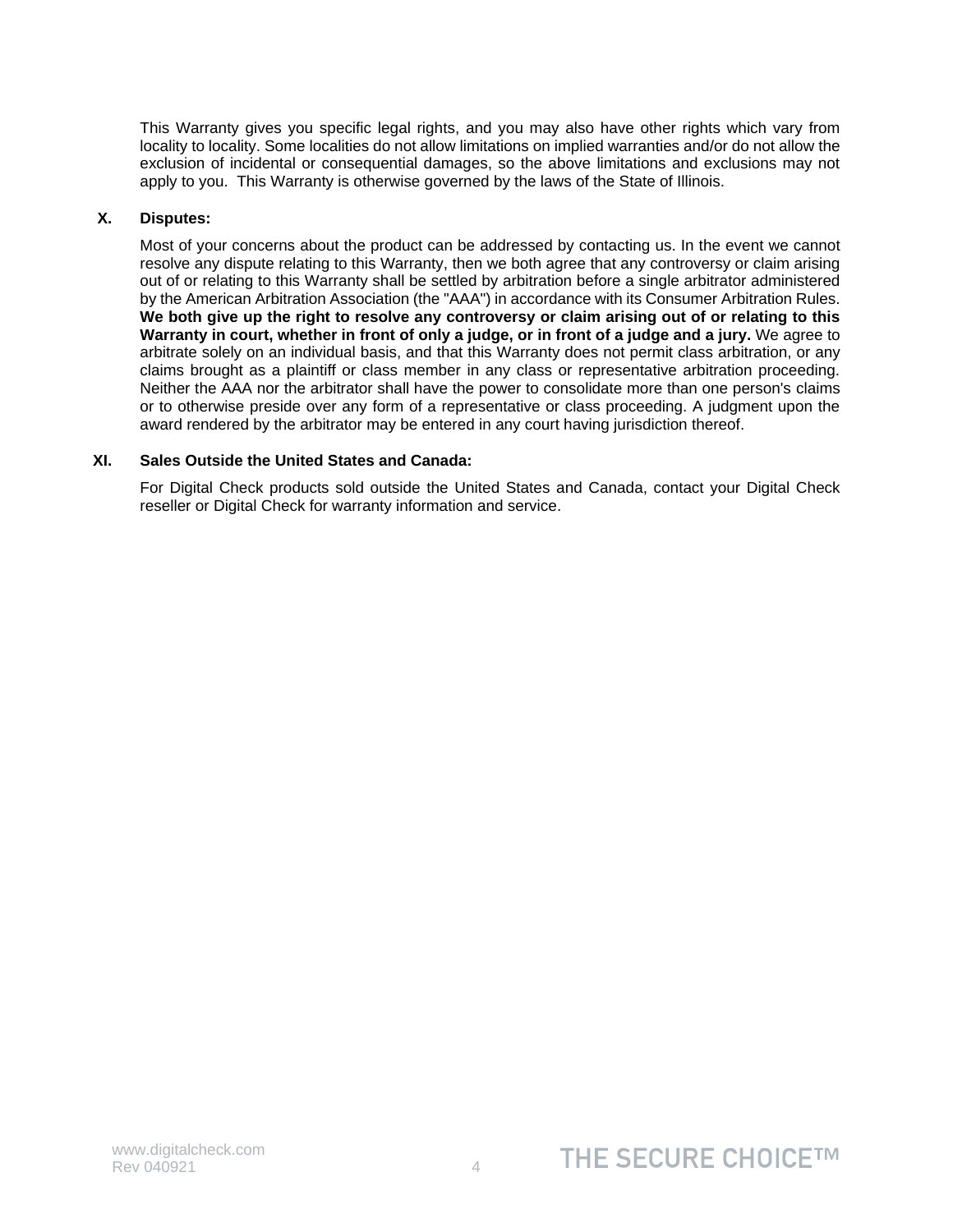This Warranty gives you specific legal rights, and you may also have other rights which vary from locality to locality. Some localities do not allow limitations on implied warranties and/or do not allow the exclusion of incidental or consequential damages, so the above limitations and exclusions may not apply to you. This Warranty is otherwise governed by the laws of the State of Illinois.

**X. Disputes:**

Most of your concerns about the product can be addressed by contacting us. In the event we cannot resolve any dispute relating to this Warranty, then we both agree that any controversy or claim arising out of or relating to this Warranty shall be settled by arbitration before a single arbitrator administered by the American Arbitration Association (the "AAA") in accordance with its Consumer Arbitration Rules. **We both give up the right to resolve any controversy or claim arising out of or relating to this Warranty in court, whether in front of only a judge, or in front of a judge and a jury.** We agree to arbitrate solely on an individual basis, and that this Warranty does not permit class arbitration, or any claims brought as a plaintiff or class member in any class or representative arbitration proceeding. Neither the AAA nor the arbitrator shall have the power to consolidate more than one person's claims or to otherwise preside over any form of a representative or class proceeding. A judgment upon the award rendered by the arbitrator may be entered in any court having jurisdiction thereof.

**XI. Sales Outside the United States and Canada:**

For Digital Check products sold outside the United States and Canada, contact your Digital Check reseller or Digital Check for warranty information and service.